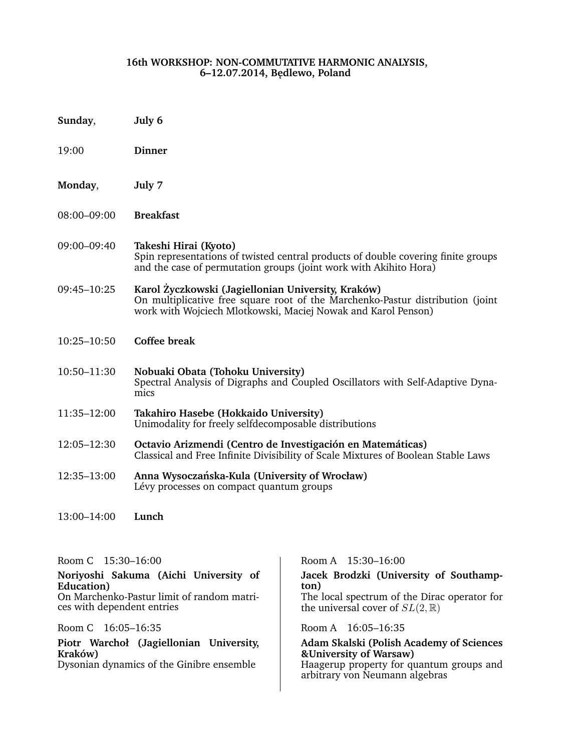**16th WORKSHOP: NON-COMMUTATIVE HARMONIC ANALYSIS, 6–12.07.2014, Będlewo, Poland**

**Sunday**, **July 6**

19:00 **Dinner**

**Monday**, **July 7**

08:00–09:00 **Breakfast**

09:00–09:40 **Takeshi Hirai (Kyoto)**
Spin representations of twisted central products of double covering finite groups and the case of permutation groups (joint work with Akihito Hora)

09:45–10:25 **Karol Życzkowski (Jagiellonian University, Kraków)**
On multiplicative free square root of the Marchenko-Pastur distribution (joint work with Wojciech Mlotkowski, Maciej Nowak and Karol Penson)

10:25–10:50 **Coffee break**

10:50–11:30 **Nobuaki Obata (Tohoku University)**
Spectral Analysis of Digraphs and Coupled Oscillators with Self-Adaptive Dynamics

11:35–12:00 **Takahiro Hasebe (Hokkaido University)**
Unimodality for freely selfdecomposable distributions

12:05–12:30 **Octavio Arizmendi (Centro de Investigación en Matemáticas)**
Classical and Free Infinite Divisibility of Scale Mixtures of Boolean Stable Laws

12:35–13:00 **Anna Wysoczańska-Kula (University of Wrocław)**
Lévy processes on compact quantum groups

13:00–14:00 **Lunch**

Room C 15:30–16:00

**Noriyoshi Sakuma (Aichi University of Education)**
On Marchenko-Pastur limit of random matrices with dependent entries

Room C 16:05–16:35

**Piotr Warchoł (Jagiellonian University, Kraków)**
Dysonian dynamics of the Ginibre ensemble

Room A 15:30–16:00

**Jacek Brodzki (University of Southampton)**
The local spectrum of the Dirac operator for the universal cover of $SL(2, \mathbb{R})$

Room A 16:05–16:35

**Adam Skalski (Polish Academy of Sciences &University of Warsaw)**
Haagerup property for quantum groups and arbitrary von Neumann algebras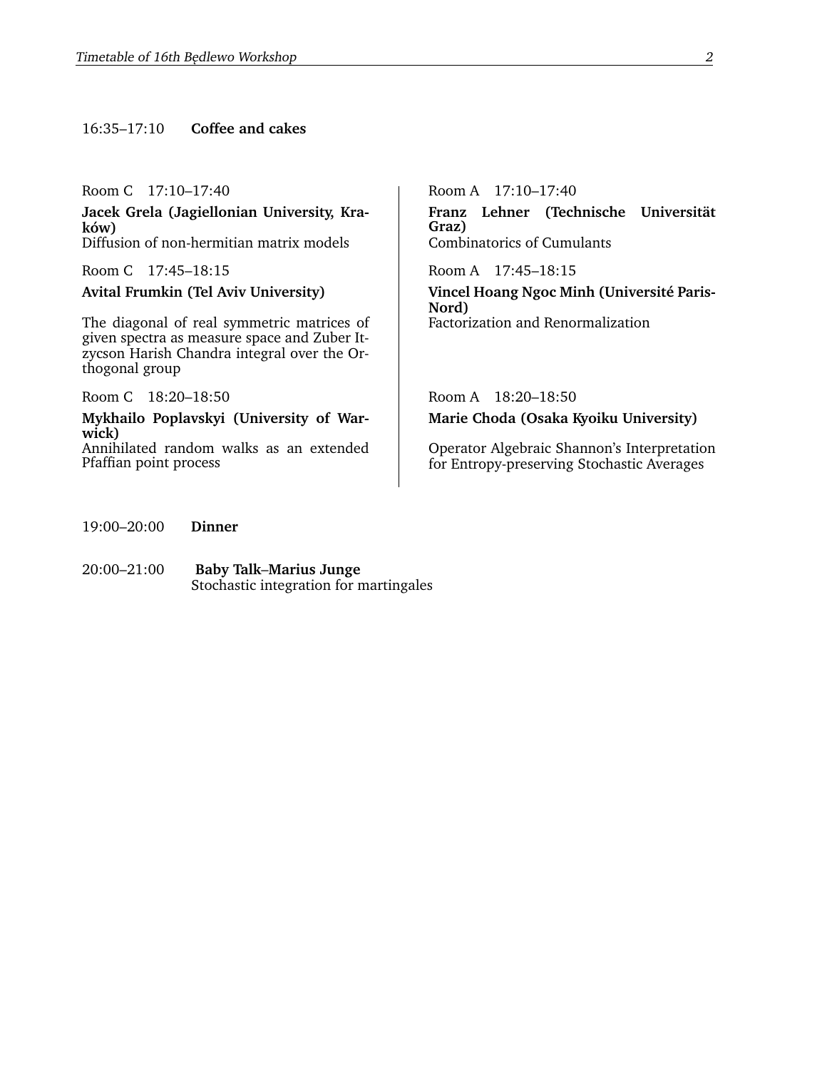16:35–17:10 **Coffee and cakes**

Room C 17:10–17:40

**Jacek Grela (Jagiellonian University, Kraków)**
Diffusion of non-hermitian matrix models

Room C 17:45–18:15

**Avital Frumkin (Tel Aviv University)**

The diagonal of real symmetric matrices of given spectra as measure space and Zuber Itzycson Harish Chandra integral over the Orthogonal group

Room C 18:20–18:50

**Mykhailo Poplavskyi (University of Warwick)**
Annihilated random walks as an extended Pfaffian point process

Room A 17:10–17:40

**Franz Lehner (Technische Universität Graz)**
Combinatorics of Cumulants

Room A 17:45–18:15

**Vincel Hoang Ngoc Minh (Université Paris-Nord)**
Factorization and Renormalization

Room A 18:20–18:50

**Marie Choda (Osaka Kyoiku University)**

Operator Algebraic Shannon's Interpretation for Entropy-preserving Stochastic Averages

19:00–20:00 **Dinner**

20:00–21:00 **Baby Talk–Marius Junge**
Stochastic integration for martingales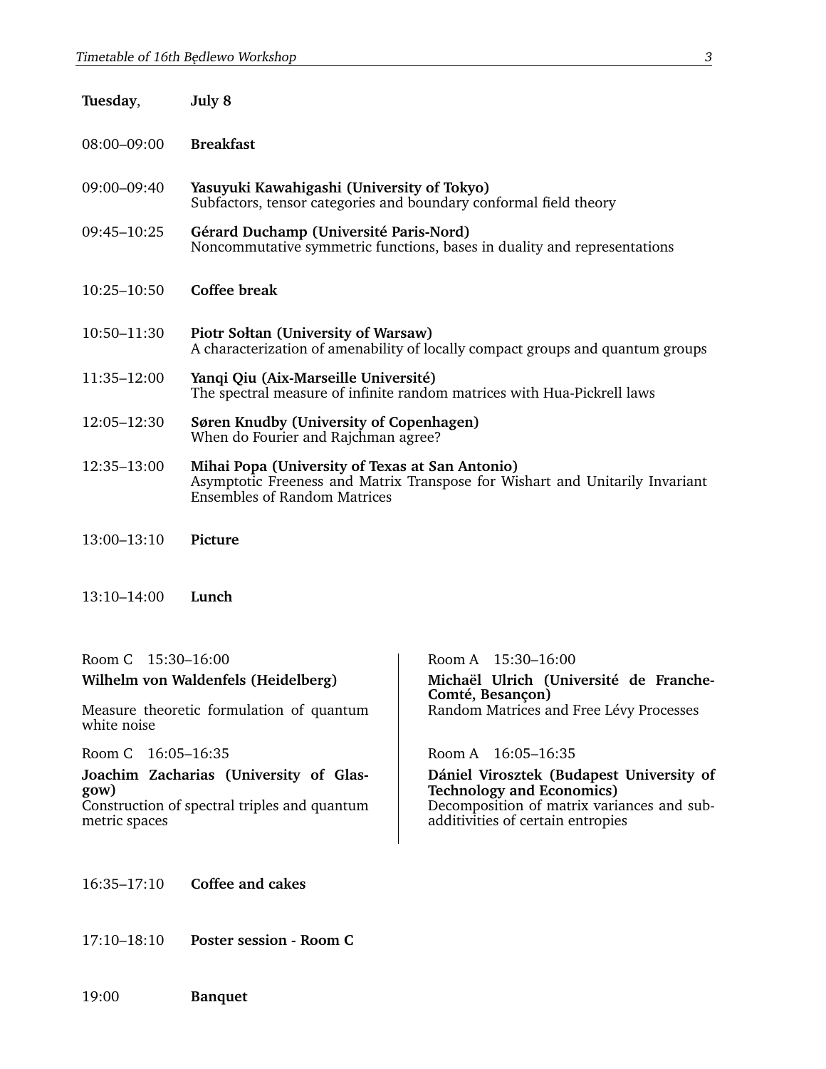**Tuesday**, **July 8**

08:00–09:00 **Breakfast**

09:00–09:40 **Yasuyuki Kawahigashi (University of Tokyo)**
Subfactors, tensor categories and boundary conformal field theory

09:45–10:25 **Gérard Duchamp (Université Paris-Nord)**
Noncommutative symmetric functions, bases in duality and representations

10:25–10:50 **Coffee break**

10:50–11:30 **Piotr Sołtan (University of Warsaw)**
A characterization of amenability of locally compact groups and quantum groups

11:35–12:00 **Yanqi Qiu (Aix-Marseille Université)**
The spectral measure of infinite random matrices with Hua-Pickrell laws

12:05–12:30 **Søren Knudby (University of Copenhagen)**
When do Fourier and Rajchman agree?

12:35–13:00 **Mihai Popa (University of Texas at San Antonio)**
Asymptotic Freeness and Matrix Transpose for Wishart and Unitarily Invariant Ensembles of Random Matrices

13:00–13:10 **Picture**

13:10–14:00 **Lunch**

Room C 15:30–16:00
**Wilhelm von Waldenfels (Heidelberg)**
Measure theoretic formulation of quantum white noise

Room C 16:05–16:35
**Joachim Zacharias (University of Glasgow)**
Construction of spectral triples and quantum metric spaces

Room A 15:30–16:00
**Michaël Ulrich (Université de Franche-Comté, Besançon)**
Random Matrices and Free Lévy Processes

Room A 16:05–16:35
**Dániel Virosztek (Budapest University of Technology and Economics)**
Decomposition of matrix variances and subadditivities of certain entropies

16:35–17:10 **Coffee and cakes**

17:10–18:10 **Poster session - Room C**

19:00 **Banquet**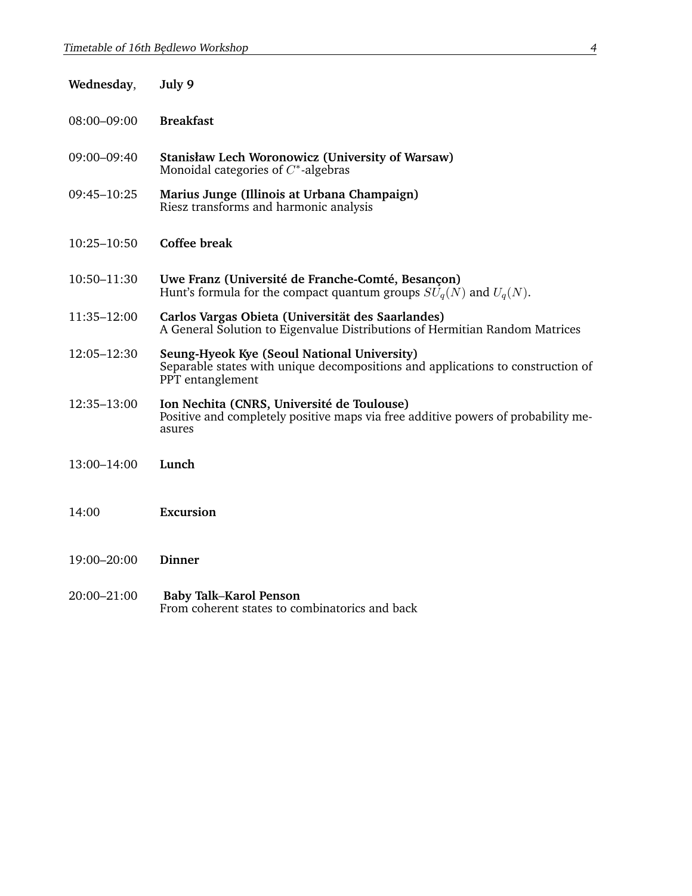**Wednesday**, **July 9**

08:00–09:00 **Breakfast**

09:00–09:40 **Stanisław Lech Woronowicz (University of Warsaw)**
Monoidal categories of $C^*$-algebras

09:45–10:25 **Marius Junge (Illinois at Urbana Champaign)**
Riesz transforms and harmonic analysis

10:25–10:50 **Coffee break**

10:50–11:30 **Uwe Franz (Université de Franche-Comté, Besançon)**
Hunt's formula for the compact quantum groups $SU_q(N)$ and $U_q(N)$.

11:35–12:00 **Carlos Vargas Obieta (Universität des Saarlandes)**
A General Solution to Eigenvalue Distributions of Hermitian Random Matrices

12:05–12:30 **Seung-Hyeok Kye (Seoul National University)**
Separable states with unique decompositions and applications to construction of PPT entanglement

12:35–13:00 **Ion Nechita (CNRS, Université de Toulouse)**
Positive and completely positive maps via free additive powers of probability measures

13:00–14:00 **Lunch**

14:00 **Excursion**

19:00–20:00 **Dinner**

20:00–21:00 **Baby Talk–Karol Penson**
From coherent states to combinatorics and back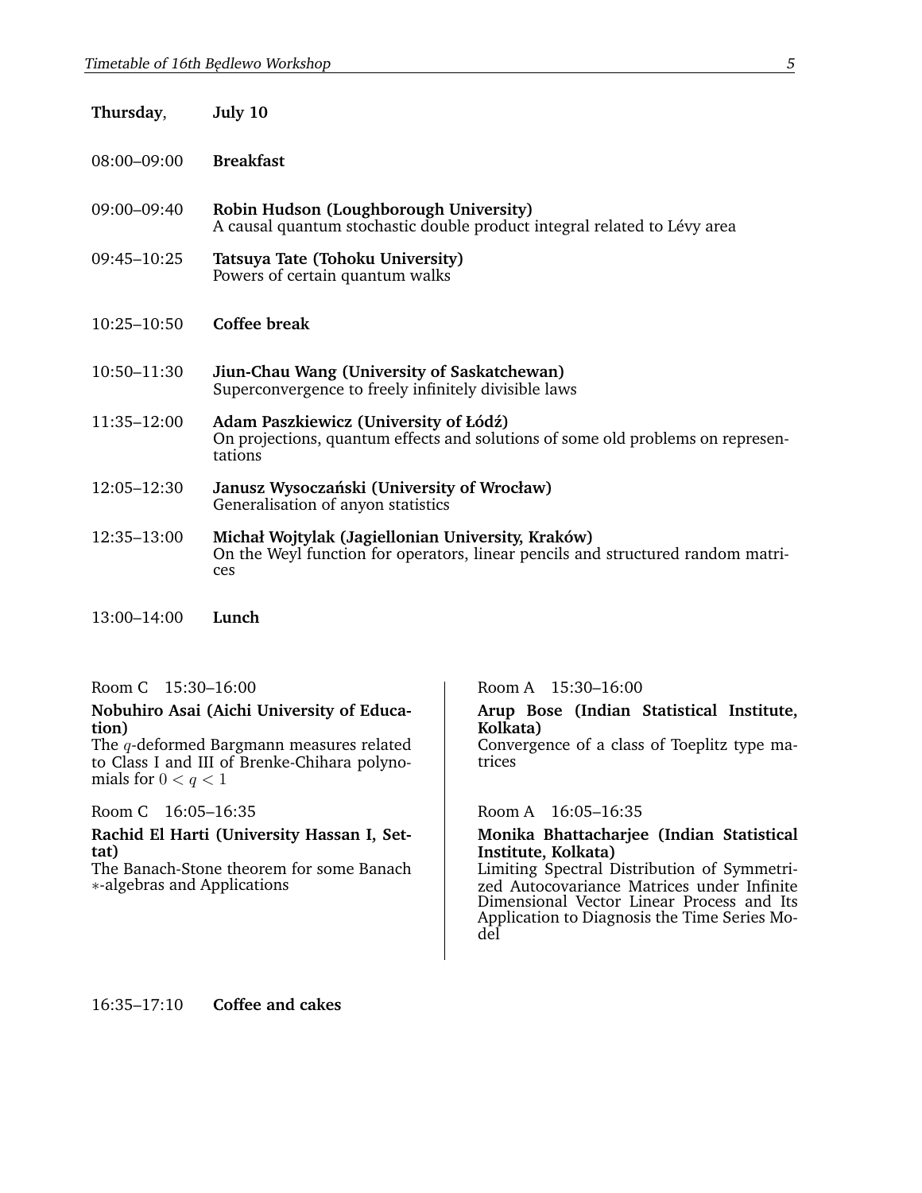**Thursday**, **July 10**

08:00–09:00 **Breakfast**

09:00–09:40 **Robin Hudson (Loughborough University)**
A causal quantum stochastic double product integral related to Lévy area

09:45–10:25 **Tatsuya Tate (Tohoku University)**
Powers of certain quantum walks

10:25–10:50 **Coffee break**

10:50–11:30 **Jiun-Chau Wang (University of Saskatchewan)**
Superconvergence to freely infinitely divisible laws

11:35–12:00 **Adam Paszkiewicz (University of Łódź)**
On projections, quantum effects and solutions of some old problems on representations

12:05–12:30 **Janusz Wysoczański (University of Wrocław)**
Generalisation of anyon statistics

12:35–13:00 **Michał Wojtylak (Jagiellonian University, Kraków)**
On the Weyl function for operators, linear pencils and structured random matrices

13:00–14:00 **Lunch**

Room C 15:30–16:00

**Nobuhiro Asai (Aichi University of Education)**
The $q$-deformed Bargmann measures related to Class I and III of Brenke-Chihara polynomials for $0 < q < 1$

Room C 16:05–16:35

**Rachid El Harti (University Hassan I, Settat)**
The Banach-Stone theorem for some Banach $*$-algebras and Applications

Room A 15:30–16:00

**Arup Bose (Indian Statistical Institute, Kolkata)**
Convergence of a class of Toeplitz type matrices

Room A 16:05–16:35

**Monika Bhattacharjee (Indian Statistical Institute, Kolkata)**
Limiting Spectral Distribution of Symmetrized Autocovariance Matrices under Infinite Dimensional Vector Linear Process and Its Application to Diagnosis the Time Series Model

16:35–17:10 **Coffee and cakes**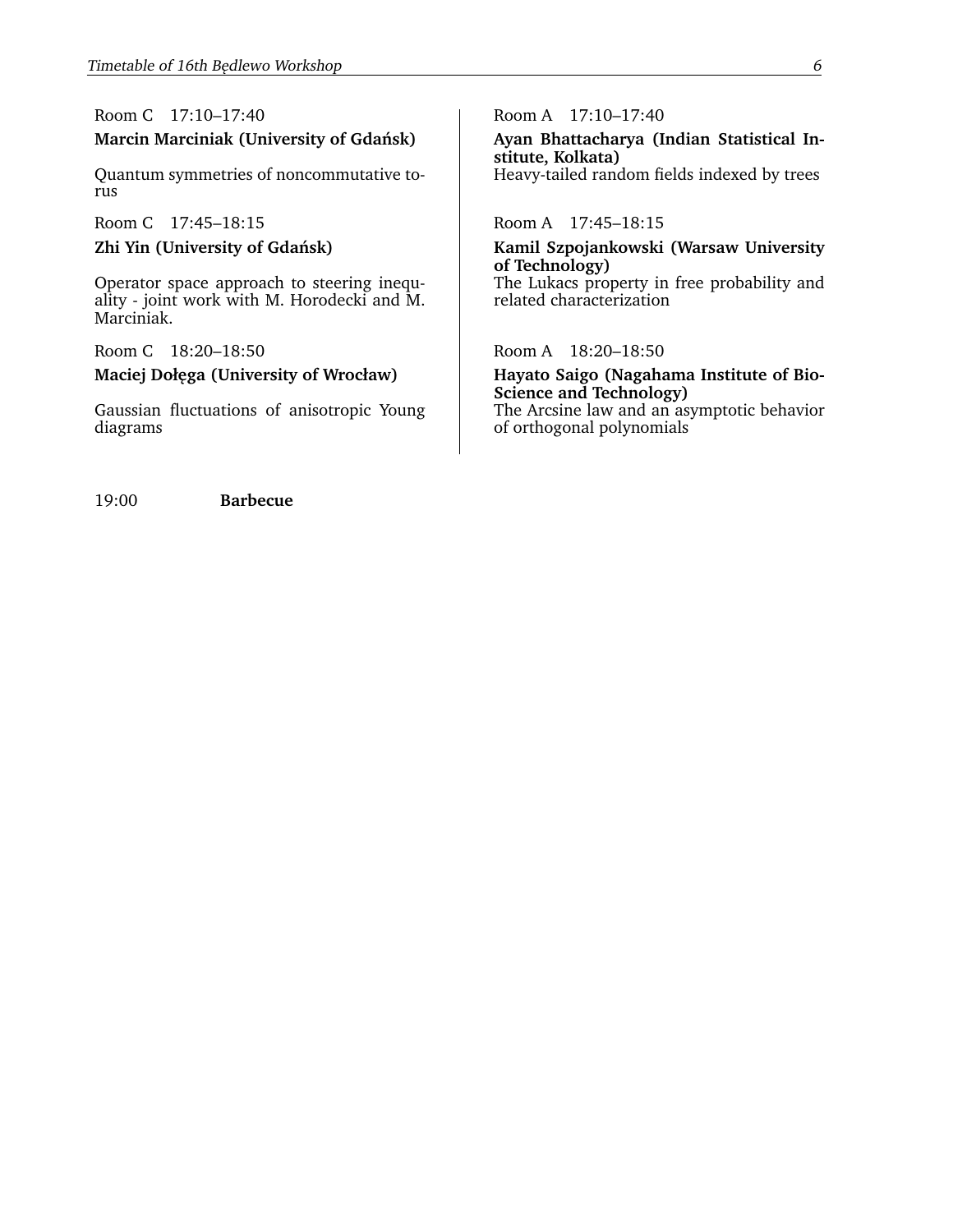Room C 17:10–17:40

**Marcin Marciniak (University of Gdańsk)**

Quantum symmetries of noncommutative torus

Room C 17:45–18:15

**Zhi Yin (University of Gdańsk)**

Operator space approach to steering inequality - joint work with M. Horodecki and M. Marciniak.

Room C 18:20–18:50

**Maciej Dołęga (University of Wrocław)**

Gaussian fluctuations of anisotropic Young diagrams

Room A 17:10–17:40

**Ayan Bhattacharya (Indian Statistical Institute, Kolkata)**

Heavy-tailed random fields indexed by trees

Room A 17:45–18:15

**Kamil Szpojankowski (Warsaw University of Technology)**

The Lukacs property in free probability and related characterization

Room A 18:20–18:50

**Hayato Saigo (Nagahama Institute of Bio-Science and Technology)**

The Arcsine law and an asymptotic behavior of orthogonal polynomials

19:00 **Barbecue**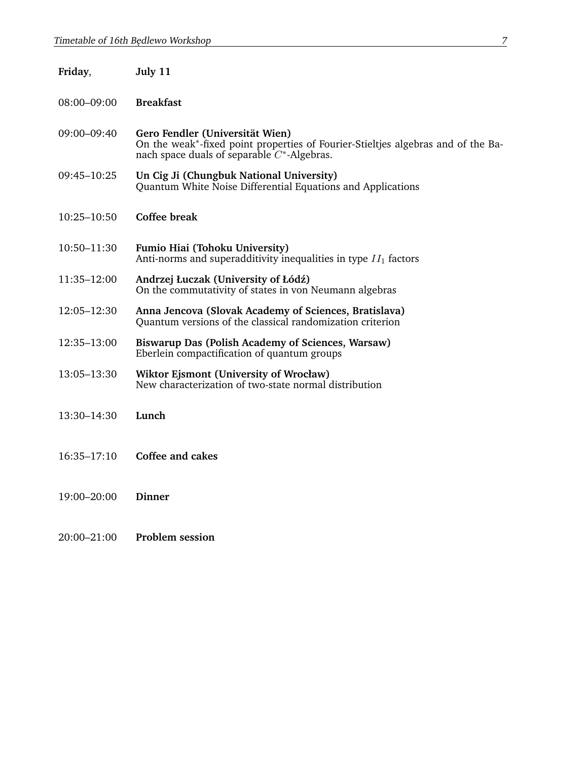**Friday**, **July 11**

08:00–09:00 **Breakfast**

09:00–09:40 **Gero Fendler (Universität Wien)**
On the weak*-fixed point properties of Fourier-Stieltjes algebras and of the Banach space duals of separable $C^*$-Algebras.

09:45–10:25 **Un Cig Ji (Chungbuk National University)**
Quantum White Noise Differential Equations and Applications

10:25–10:50 **Coffee break**

10:50–11:30 **Fumio Hiai (Tohoku University)**
Anti-norms and superadditivity inequalities in type $II_1$ factors

11:35–12:00 **Andrzej Łuczak (University of Łódź)**
On the commutativity of states in von Neumann algebras

12:05–12:30 **Anna Jencova (Slovak Academy of Sciences, Bratislava)**
Quantum versions of the classical randomization criterion

12:35–13:00 **Biswarup Das (Polish Academy of Sciences, Warsaw)**
Eberlein compactification of quantum groups

13:05–13:30 **Wiktor Ejsmont (University of Wrocław)**
New characterization of two-state normal distribution

13:30–14:30 **Lunch**

16:35–17:10 **Coffee and cakes**

19:00–20:00 **Dinner**

20:00–21:00 **Problem session**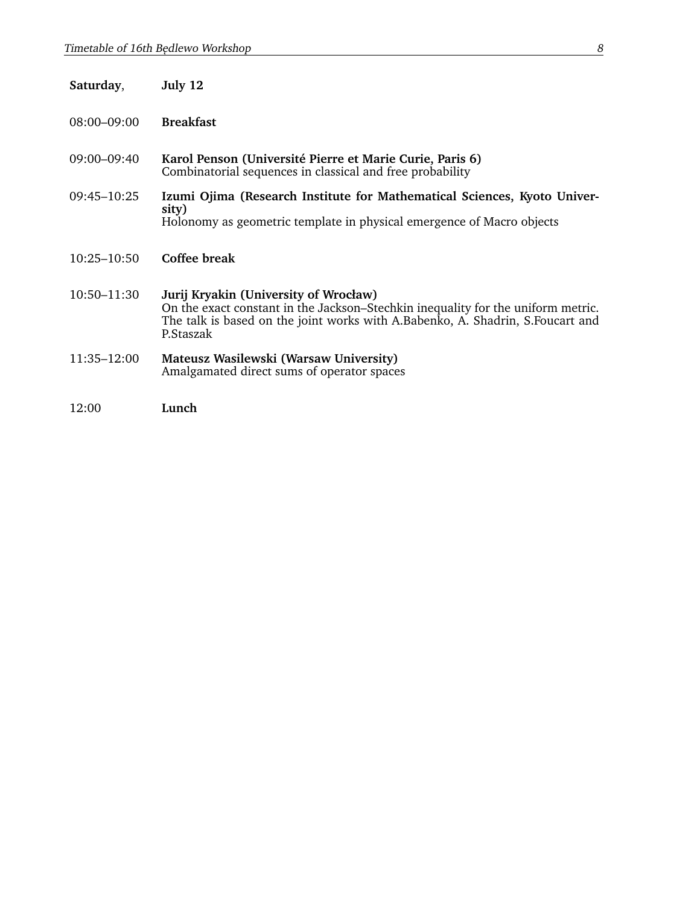**Saturday**, **July 12**

08:00–09:00 **Breakfast**

09:00–09:40 **Karol Penson (Université Pierre et Marie Curie, Paris 6)**
Combinatorial sequences in classical and free probability

09:45–10:25 **Izumi Ojima (Research Institute for Mathematical Sciences, Kyoto University)**
Holonomy as geometric template in physical emergence of Macro objects

10:25–10:50 **Coffee break**

10:50–11:30 **Jurij Kryakin (University of Wrocław)**
On the exact constant in the Jackson–Stechkin inequality for the uniform metric. The talk is based on the joint works with A.Babenko, A. Shadrin, S.Foucart and P.Staszak

11:35–12:00 **Mateusz Wasilewski (Warsaw University)**
Amalgamated direct sums of operator spaces

12:00 **Lunch**